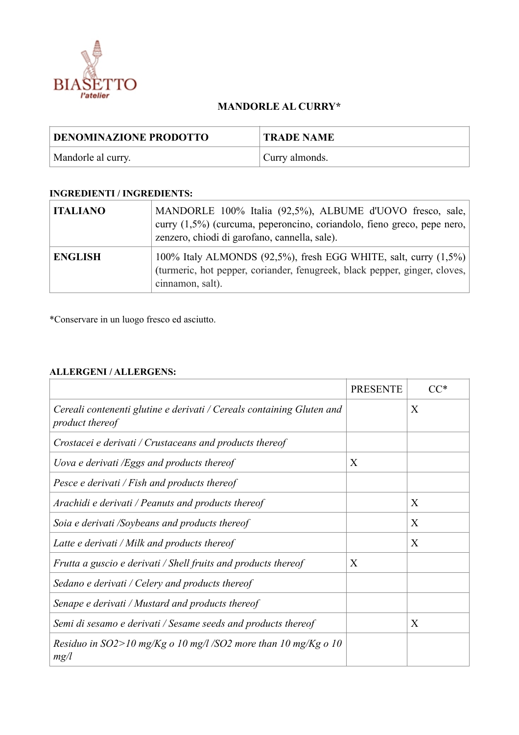BIASETTO
l'atelier

# MANDORLE AL CURRY*

| DENOMINAZIONE PRODOTTO | TRADE NAME |
|---|---|
| Mandorle al curry. | Curry almonds. |

**INGREDIENTI / INGREDIENTS:**

| | |
|---|---|
| **ITALIANO** | MANDORLE 100% Italia (92,5%), ALBUME d'UOVO fresco, sale, curry (1,5%) (curcuma, peperoncino, coriandolo, fieno greco, pepe nero, zenzero, chiodi di garofano, cannella, sale). |
| **ENGLISH** | 100% Italy ALMONDS (92,5%), fresh EGG WHITE, salt, curry (1,5%) (turmeric, hot pepper, coriander, fenugreek, black pepper, ginger, cloves, cinnamon, salt). |

*Conservare in un luogo fresco ed asciutto.

**ALLERGENI / ALLERGENS:**

| | PRESENTE | CC* |
|---|---|---|
| *Cereali contenenti glutine e derivati / Cereals containing Gluten and product thereof* | | X |
| *Crostacei e derivati / Crustaceans and products thereof* | | |
| *Uova e derivati /Eggs and products thereof* | X | |
| *Pesce e derivati / Fish and products thereof* | | |
| *Arachidi e derivati / Peanuts and products thereof* | | X |
| *Soia e derivati /Soybeans and products thereof* | | X |
| *Latte e derivati / Milk and products thereof* | | X |
| *Frutta a guscio e derivati / Shell fruits and products thereof* | X | |
| *Sedano e derivati / Celery and products thereof* | | |
| *Senape e derivati / Mustard and products thereof* | | |
| *Semi di sesamo e derivati / Sesame seeds and products thereof* | | X |
| *Residuo in SO2>10 mg/Kg o 10 mg/l /SO2 more than 10 mg/Kg o 10 mg/l* | | |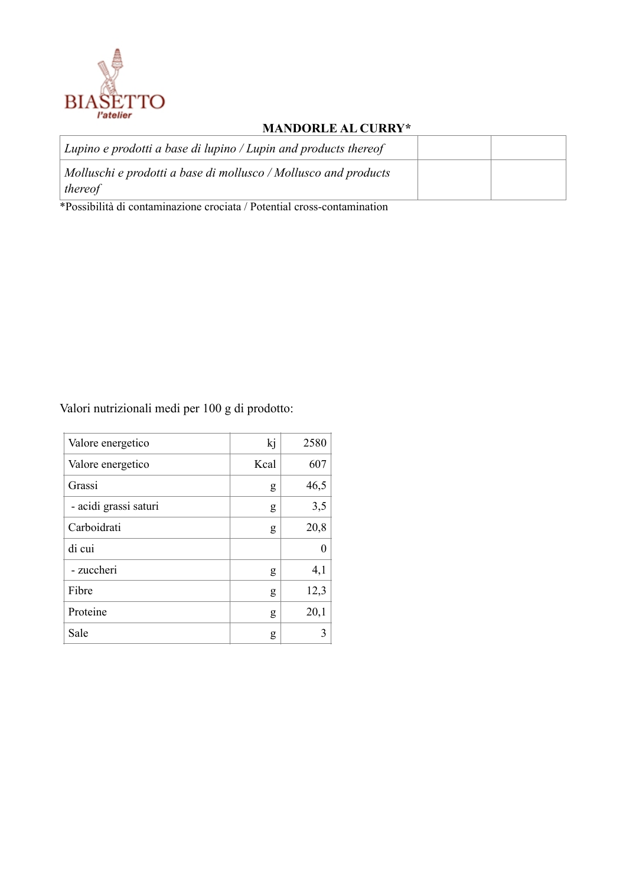BIASETTO
l'atelier

**MANDORLE AL CURRY***

| | | |
|---|---|---|
| *Lupino e prodotti a base di lupino / Lupin and products thereof* | | |
| *Molluschi e prodotti a base di mollusco / Mollusco and products thereof* | | |

*Possibilità di contaminazione crociata / Potential cross-contamination

Valori nutrizionali medi per 100 g di prodotto:

| | | |
|---|---|---|
| Valore energetico | kj | 2580 |
| Valore energetico | Kcal | 607 |
| Grassi | g | 46,5 |
| - acidi grassi saturi | g | 3,5 |
| Carboidrati | g | 20,8 |
| di cui | | 0 |
| - zuccheri | g | 4,1 |
| Fibre | g | 12,3 |
| Proteine | g | 20,1 |
| Sale | g | 3 |